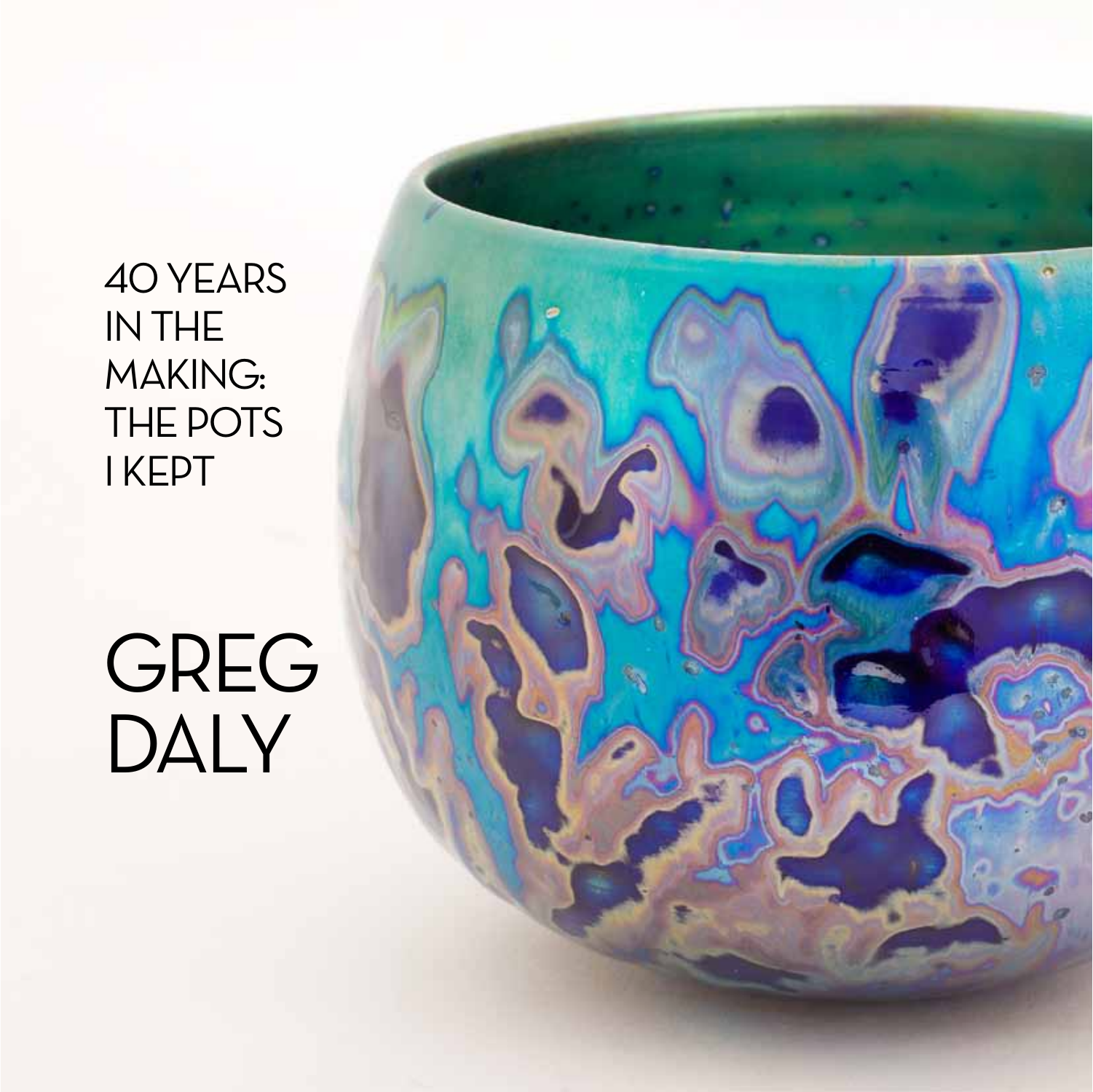# 40 YEARS IN THE MAKING: THE POTS I KEPT

# GREG DALY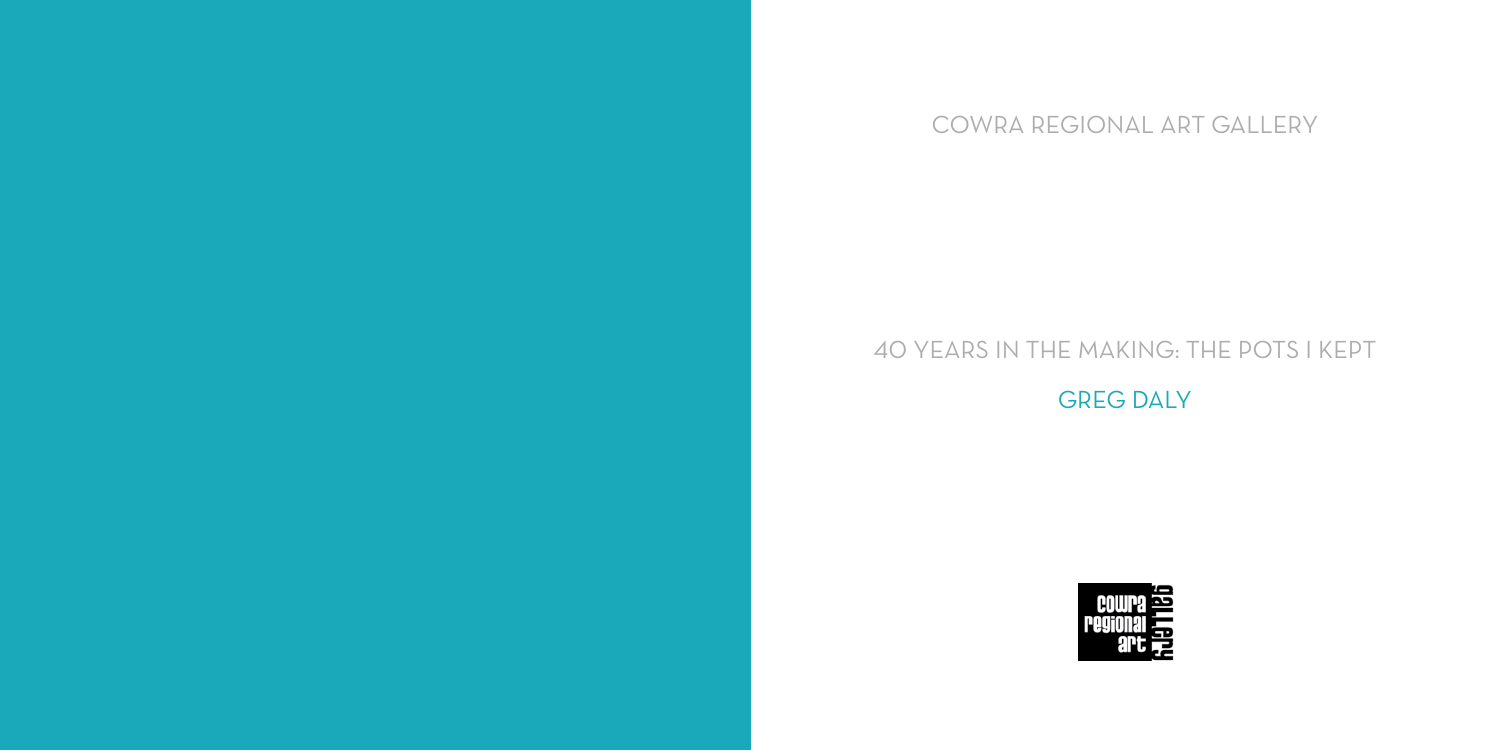COWRA REGIONAL ART GALLERY

# 40 YEARS IN THE MAKING: THE POTS I KEPT

## GREG DALY

cowra regional art gallery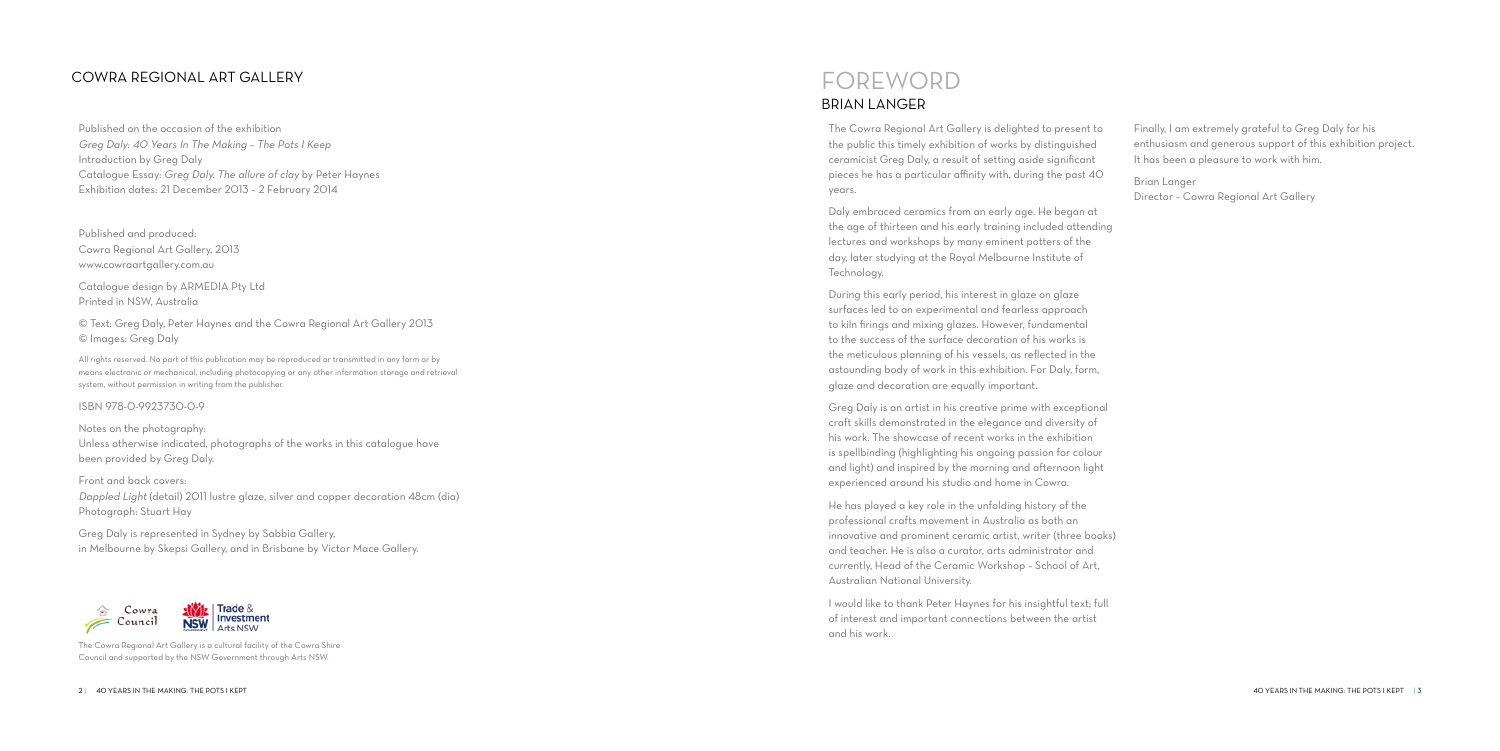## COWRA REGIONAL ART GALLERY

Published on the occasion of the exhibition
*Greg Daly: 40 Years In The Making – The Pots I Keep*
Introduction by Greg Daly
Catalogue Essay: *Greg Daly. The allure of clay* by Peter Haynes
Exhibition dates: 21 December 2013 – 2 February 2014

Published and produced:
Cowra Regional Art Gallery, 2013
www.cowraartgallery.com.au

Catalogue design by ARMEDIA Pty Ltd
Printed in NSW, Australia

© Text: Greg Daly, Peter Haynes and the Cowra Regional Art Gallery 2013
© Images: Greg Daly

All rights reserved. No part of this publication may be reproduced or transmitted in any form or by means electronic or mechanical, including photocopying or any other information storage and retrieval system, without permission in writing from the publisher.

ISBN 978-0-9923730-0-9

Notes on the photography:
Unless otherwise indicated, photographs of the works in this catalogue have been provided by Greg Daly.

Front and back covers:
*Dappled Light* (detail) 2011 lustre glaze, silver and copper decoration 48cm (dia)
Photograph: Stuart Hay

Greg Daly is represented in Sydney by Sabbia Gallery, in Melbourne by Skepsi Gallery, and in Brisbane by Victor Mace Gallery.

The Cowra Regional Art Gallery is a cultural facility of the Cowra Shire Council and supported by the NSW Government through Arts NSW.

# FOREWORD
## BRIAN LANGER

The Cowra Regional Art Gallery is delighted to present to the public this timely exhibition of works by distinguished ceramicist Greg Daly, a result of setting aside significant pieces he has a particular affinity with, during the past 40 years.

Daly embraced ceramics from an early age. He began at the age of thirteen and his early training included attending lectures and workshops by many eminent potters of the day, later studying at the Royal Melbourne Institute of Technology.

During this early period, his interest in glaze on glaze surfaces led to an experimental and fearless approach to kiln firings and mixing glazes. However, fundamental to the success of the surface decoration of his works is the meticulous planning of his vessels, as reflected in the astounding body of work in this exhibition. For Daly, form, glaze and decoration are equally important.

Greg Daly is an artist in his creative prime with exceptional craft skills demonstrated in the elegance and diversity of his work. The showcase of recent works in the exhibition is spellbinding (highlighting his ongoing passion for colour and light) and inspired by the morning and afternoon light experienced around his studio and home in Cowra.

He has played a key role in the unfolding history of the professional crafts movement in Australia as both an innovative and prominent ceramic artist, writer (three books) and teacher. He is also a curator, arts administrator and currently, Head of the Ceramic Workshop – School of Art, Australian National University.

I would like to thank Peter Haynes for his insightful text; full of interest and important connections between the artist and his work.

Finally, I am extremely grateful to Greg Daly for his enthusiasm and generous support of this exhibition project. It has been a pleasure to work with him.

Brian Langer
Director – Cowra Regional Art Gallery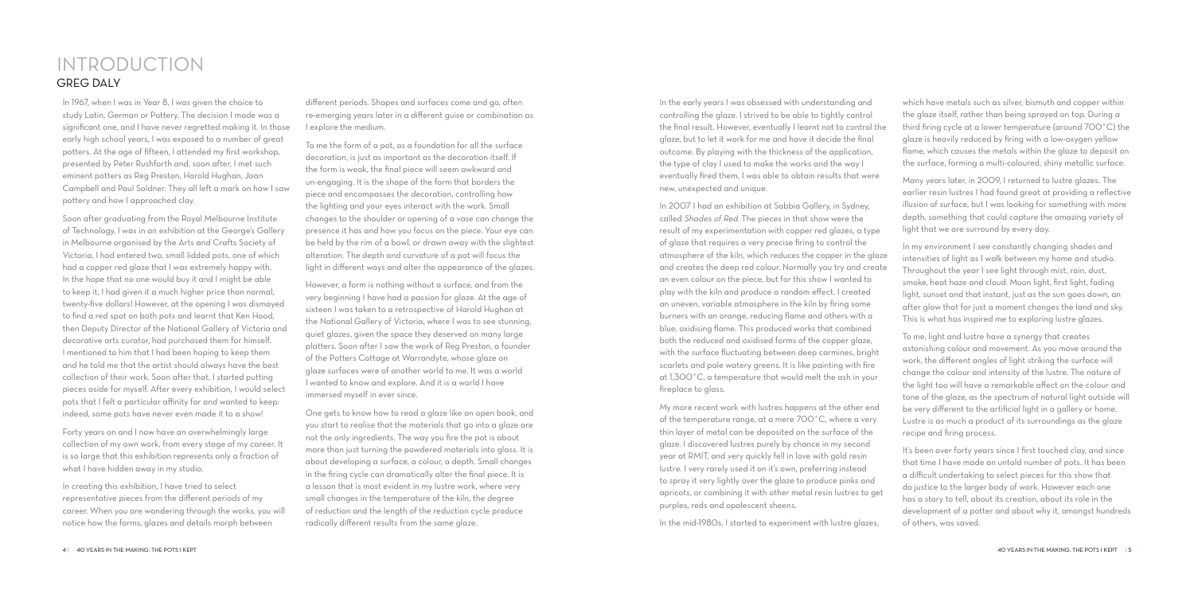# INTRODUCTION

## GREG DALY

In 1967, when I was in Year 8, I was given the choice to study Latin, German or Pottery. The decision I made was a significant one, and I have never regretted making it. In those early high school years, I was exposed to a number of great potters. At the age of fifteen, I attended my first workshop, presented by Peter Rushforth and, soon after, I met such eminent potters as Reg Preston, Harold Hughan, Joan Campbell and Paul Soldner. They all left a mark on how I saw pottery and how I approached clay.

Soon after graduating from the Royal Melbourne Institute of Technology, I was in an exhibition at the George's Gallery in Melbourne organised by the Arts and Crafts Society of Victoria. I had entered two, small lidded pots, one of which had a copper red glaze that I was extremely happy with. In the hope that no one would buy it and I might be able to keep it, I had given it a much higher price than normal, twenty-five dollars! However, at the opening I was dismayed to find a red spot on both pots and learnt that Ken Hood, then Deputy Director of the National Gallery of Victoria and decorative arts curator, had purchased them for himself. I mentioned to him that I had been hoping to keep them and he told me that the artist should always have the best collection of their work. Soon after that, I started putting pieces aside for myself. After every exhibition, I would select pots that I felt a particular affinity for and wanted to keep: indeed, some pots have never even made it to a show!

Forty years on and I now have an overwhelmingly large collection of my own work, from every stage of my career. It is so large that this exhibition represents only a fraction of what I have hidden away in my studio.

In creating this exhibition, I have tried to select representative pieces from the different periods of my career. When you are wandering through the works, you will notice how the forms, glazes and details morph between different periods. Shapes and surfaces come and go, often re-emerging years later in a different guise or combination as I explore the medium.

To me the form of a pot, as a foundation for all the surface decoration, is just as important as the decoration itself. If the form is weak, the final piece will seem awkward and un-engaging. It is the shape of the form that borders the piece and encompasses the decoration, controlling how the lighting and your eyes interact with the work. Small changes to the shoulder or opening of a vase can change the presence it has and how you focus on the piece. Your eye can be held by the rim of a bowl, or drawn away with the slightest alteration. The depth and curvature of a pot will focus the light in different ways and alter the appearance of the glazes.

However, a form is nothing without a surface, and from the very beginning I have had a passion for glaze. At the age of sixteen I was taken to a retrospective of Harold Hughan at the National Gallery of Victoria, where I was to see stunning, quiet glazes, given the space they deserved on many large platters. Soon after I saw the work of Reg Preston, a founder of the Potters Cottage at Warrandyte, whose glaze on glaze surfaces were of another world to me. It was a world I wanted to know and explore. And it is a world I have immersed myself in ever since.

One gets to know how to read a glaze like an open book, and you start to realise that the materials that go into a glaze are not the only ingredients. The way you fire the pot is about more than just turning the powdered materials into glass. It is about developing a surface, a colour, a depth. Small changes in the firing cycle can dramatically alter the final piece. It is a lesson that is most evident in my lustre work, where very small changes in the temperature of the kiln, the degree of reduction and the length of the reduction cycle produce radically different results from the same glaze.

In the early years I was obsessed with understanding and controlling the glaze. I strived to be able to tightly control the final result. However, eventually I learnt not to control the glaze, but to let it work for me and have it decide the final outcome. By playing with the thickness of the application, the type of clay I used to make the works and the way I eventually fired them, I was able to obtain results that were new, unexpected and unique.

In 2007 I had an exhibition at Sabbia Gallery, in Sydney, called *Shades of Red*. The pieces in that show were the result of my experimentation with copper red glazes, a type of glaze that requires a very precise firing to control the atmosphere of the kiln, which reduces the copper in the glaze and creates the deep red colour. Normally you try and create an even colour on the piece, but for this show I wanted to play with the kiln and produce a random effect. I created an uneven, variable atmosphere in the kiln by firing some burners with an orange, reducing flame and others with a blue, oxidising flame. This produced works that combined both the reduced and oxidised forms of the copper glaze, with the surface fluctuating between deep carmines, bright scarlets and pale watery greens. It is like painting with fire at 1,300°C, a temperature that would melt the ash in your fireplace to glass.

My more recent work with lustres happens at the other end of the temperature range, at a mere 700°C, where a very thin layer of metal can be deposited on the surface of the glaze. I discovered lustres purely by chance in my second year at RMIT, and very quickly fell in love with gold resin lustre. I very rarely used it on it's own, preferring instead to spray it very lightly over the glaze to produce pinks and apricots, or combining it with other metal resin lustres to get purples, reds and opalescent sheens.

In the mid-1980s, I started to experiment with lustre glazes, which have metals such as silver, bismuth and copper within the glaze itself, rather than being sprayed on top. During a third firing cycle at a lower temperature (around 700°C) the glaze is heavily reduced by firing with a low-oxygen yellow flame, which causes the metals within the glaze to deposit on the surface, forming a multi-coloured, shiny metallic surface.

Many years later, in 2009, I returned to lustre glazes. The earlier resin lustres I had found great at providing a reflective illusion of surface, but I was looking for something with more depth, something that could capture the amazing variety of light that we are surround by every day.

In my environment I see constantly changing shades and intensities of light as I walk between my home and studio. Throughout the year I see light through mist, rain, dust, smoke, heat haze and cloud. Moon light, first light, fading light, sunset and that instant, just as the sun goes down, an after glow that for just a moment changes the land and sky. This is what has inspired me to exploring lustre glazes.

To me, light and lustre have a synergy that creates astonishing colour and movement. As you move around the work, the different angles of light striking the surface will change the colour and intensity of the lustre. The nature of the light too will have a remarkable affect on the colour and tone of the glaze, as the spectrum of natural light outside will be very different to the artificial light in a gallery or home. Lustre is as much a product of its surroundings as the glaze recipe and firing process.

It's been over forty years since I first touched clay, and since that time I have made an untold number of pots. It has been a difficult undertaking to select pieces for this show that do justice to the larger body of work. However each one has a story to tell, about its creation, about its role in the development of a potter and about why it, amongst hundreds of others, was saved.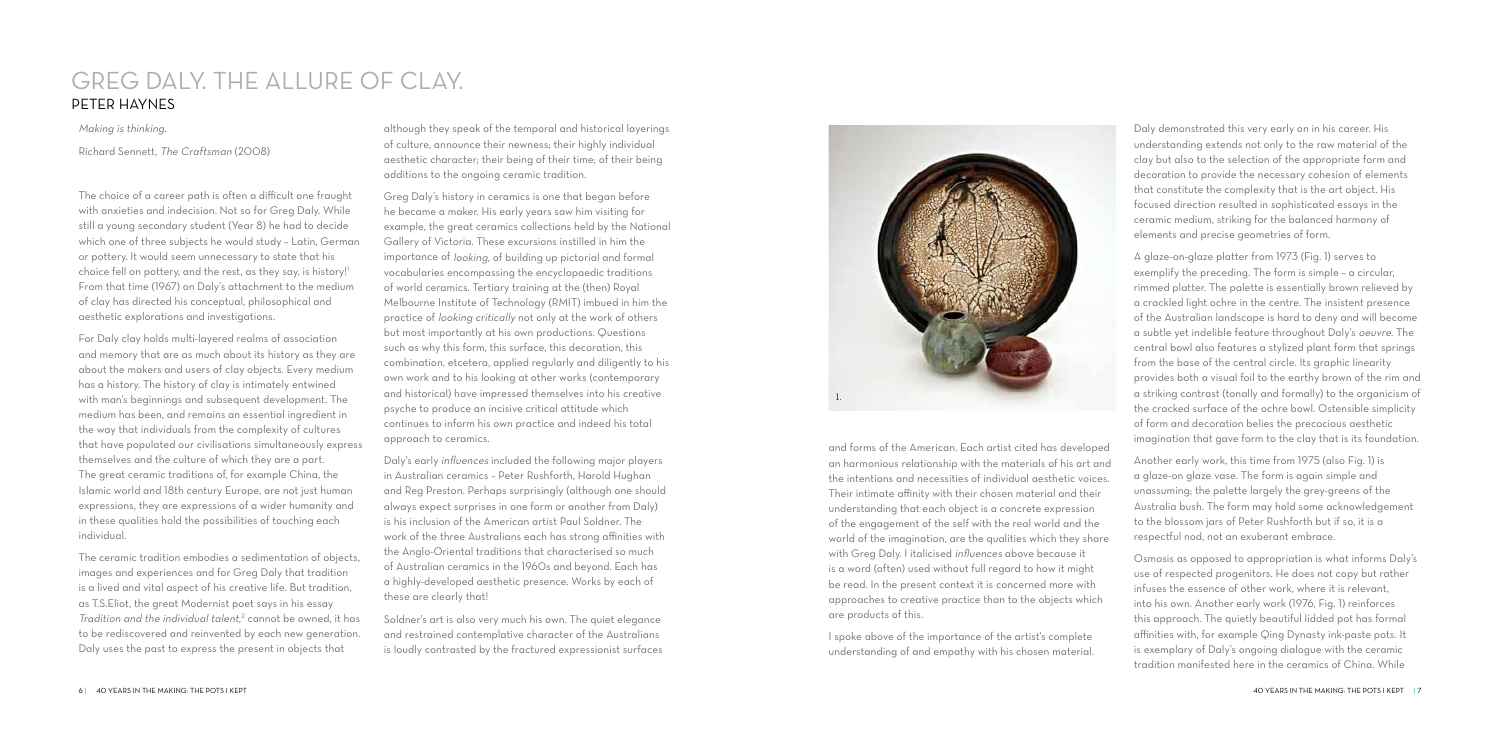# GREG DALY. THE ALLURE OF CLAY.

## PETER HAYNES

*Making is thinking.*

Richard Sennett, *The Craftsman* (2008)

The choice of a career path is often a difficult one fraught with anxieties and indecision. Not so for Greg Daly. While still a young secondary student (Year 8) he had to decide which one of three subjects he would study – Latin, German or pottery. It would seem unnecessary to state that his choice fell on pottery, and the rest, as they say, is history![1] From that time (1967) on Daly's attachment to the medium of clay has directed his conceptual, philosophical and aesthetic explorations and investigations.

For Daly clay holds multi-layered realms of association and memory that are as much about its history as they are about the makers and users of clay objects. Every medium has a history. The history of clay is intimately entwined with man's beginnings and subsequent development. The medium has been, and remains an essential ingredient in the way that individuals from the complexity of cultures that have populated our civilisations simultaneously express themselves and the culture of which they are a part. The great ceramic traditions of, for example China, the Islamic world and 18th century Europe, are not just human expressions, they are expressions of a wider humanity and in these qualities hold the possibilities of touching each individual.

The ceramic tradition embodies a sedimentation of objects, images and experiences and for Greg Daly that tradition is a lived and vital aspect of his creative life. But tradition, as T.S.Eliot, the great Modernist poet says in his essay *Tradition and the individual talent*,[2] cannot be owned, it has to be rediscovered and reinvented by each new generation. Daly uses the past to express the present in objects that although they speak of the temporal and historical layerings of culture, announce their newness; their highly individual aesthetic character; their being of their time; of their being additions to the ongoing ceramic tradition.

Greg Daly's history in ceramics is one that began before he became a maker. His early years saw him visiting for example, the great ceramics collections held by the National Gallery of Victoria. These excursions instilled in him the importance of *looking*, of building up pictorial and formal vocabularies encompassing the encyclopaedic traditions of world ceramics. Tertiary training at the (then) Royal Melbourne Institute of Technology (RMIT) imbued in him the practice of *looking critically* not only at the work of others but most importantly at his own productions. Questions such as why this form, this surface, this decoration, this combination, etcetera, applied regularly and diligently to his own work and to his looking at other works (contemporary and historical) have impressed themselves into his creative psyche to produce an incisive critical attitude which continues to inform his own practice and indeed his total approach to ceramics.

Daly's early *influences* included the following major players in Australian ceramics – Peter Rushforth, Harold Hughan and Reg Preston. Perhaps surprisingly (although one should always expect surprises in one form or another from Daly) is his inclusion of the American artist Paul Soldner. The work of the three Australians each has strong affinities with the Anglo-Oriental traditions that characterised so much of Australian ceramics in the 1960s and beyond. Each has a highly-developed aesthetic presence. Works by each of these are clearly that!

Soldner's art is also very much his own. The quiet elegance and restrained contemplative character of the Australians is loudly contrasted by the fractured expressionist surfaces and forms of the American. Each artist cited has developed an harmonious relationship with the materials of his art and the intentions and necessities of individual aesthetic voices. Their intimate affinity with their chosen material and their understanding that each object is a concrete expression of the engagement of the self with the real world and the world of the imagination, are the qualities which they share with Greg Daly. I italicised *influences* above because it is a word (often) used without full regard to how it might be read. In the present context it is concerned more with approaches to creative practice than to the objects which are products of this.

I spoke above of the importance of the artist's complete understanding of and empathy with his chosen material. Daly demonstrated this very early on in his career. His understanding extends not only to the raw material of the clay but also to the selection of the appropriate form and decoration to provide the necessary cohesion of elements that constitute the complexity that is the art object. His focused direction resulted in sophisticated essays in the ceramic medium, striking for the balanced harmony of elements and precise geometries of form.

A glaze-on-glaze platter from 1973 (Fig. 1) serves to exemplify the preceding. The form is simple – a circular, rimmed platter. The palette is essentially brown relieved by a crackled light ochre in the centre. The insistent presence of the Australian landscape is hard to deny and will become a subtle yet indelible feature throughout Daly's *oeuvre*. The central bowl also features a stylized plant form that springs from the base of the central circle. Its graphic linearity provides both a visual foil to the earthy brown of the rim and a striking contrast (tonally and formally) to the organicism of the cracked surface of the ochre bowl. Ostensible simplicity of form and decoration belies the precocious aesthetic imagination that gave form to the clay that is its foundation.

Another early work, this time from 1975 (also Fig. 1) is a glaze-on glaze vase. The form is again simple and unassuming; the palette largely the grey-greens of the Australia bush. The form may hold some acknowledgement to the blossom jars of Peter Rushforth but if so, it is a respectful nod, not an exuberant embrace.

Osmosis as opposed to appropriation is what informs Daly's use of respected progenitors. He does not copy but rather infuses the essence of other work, where it is relevant, into his own. Another early work (1976, Fig. 1) reinforces this approach. The quietly beautiful lidded pot has formal affinities with, for example Qing Dynasty ink-paste pots. It is exemplary of Daly's ongoing dialogue with the ceramic tradition manifested here in the ceramics of China. While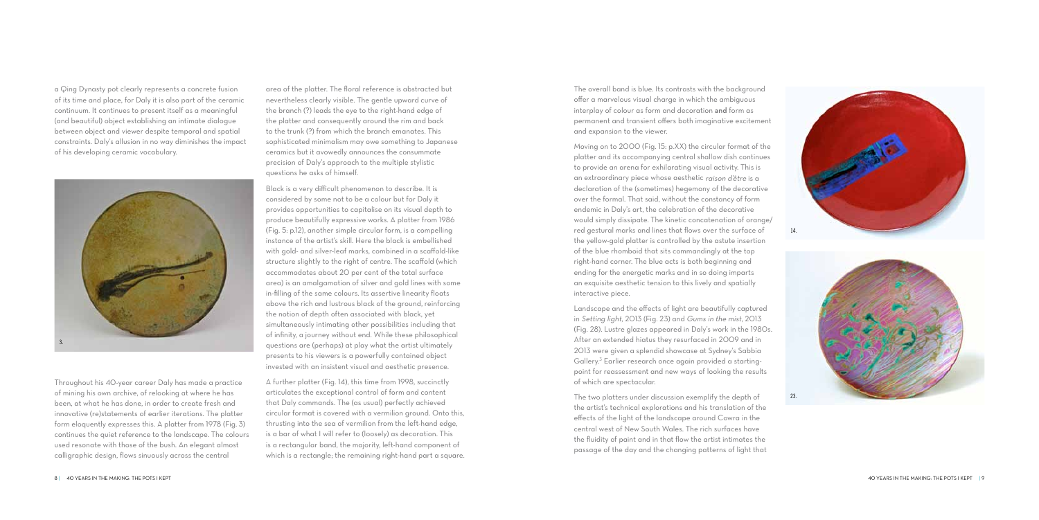a Qing Dynasty pot clearly represents a concrete fusion of its time and place, for Daly it is also part of the ceramic continuum. It continues to present itself as a meaningful (and beautiful) object establishing an intimate dialogue between object and viewer despite temporal and spatial constraints. Daly's allusion in no way diminishes the impact of his developing ceramic vocabulary.

3.

Throughout his 40-year career Daly has made a practice of mining his own archive, of relooking at where he has been, at what he has done, in order to create fresh and innovative (re)statements of earlier iterations. The platter form eloquently expresses this. A platter from 1978 (Fig. 3) continues the quiet reference to the landscape. The colours used resonate with those of the bush. An elegant almost calligraphic design, flows sinuously across the central area of the platter. The floral reference is abstracted but nevertheless clearly visible. The gentle upward curve of the branch (?) leads the eye to the right-hand edge of the platter and consequently around the rim and back to the trunk (?) from which the branch emanates. This sophisticated minimalism may owe something to Japanese ceramics but it avowedly announces the consummate precision of Daly's approach to the multiple stylistic questions he asks of himself.

Black is a very difficult phenomenon to describe. It is considered by some not to be a colour but for Daly it provides opportunities to capitalise on its visual depth to produce beautifully expressive works. A platter from 1986 (Fig. 5: p.12), another simple circular form, is a compelling instance of the artist's skill. Here the black is embellished with gold- and silver-leaf marks, combined in a scaffold-like structure slightly to the right of centre. The scaffold (which accommodates about 20 per cent of the total surface area) is an amalgamation of silver and gold lines with some in-filling of the same colours. Its assertive linearity floats above the rich and lustrous black of the ground, reinforcing the notion of depth often associated with black, yet simultaneously intimating other possibilities including that of infinity, a journey without end. While these philosophical questions are (perhaps) at play what the artist ultimately presents to his viewers is a powerfully contained object invested with an insistent visual and aesthetic presence.

A further platter (Fig. 14), this time from 1998, succinctly articulates the exceptional control of form and content that Daly commands. The (as usual) perfectly achieved circular format is covered with a vermilion ground. Onto this, thrusting into the sea of vermilion from the left-hand edge, is a bar of what I will refer to (loosely) as decoration. This is a rectangular band, the majority, left-hand component of which is a rectangle; the remaining right-hand part a square. The overall band is blue. Its contrasts with the background offer a marvelous visual charge in which the ambiguous interplay of colour as form and decoration **and** form as permanent and transient offers both imaginative excitement and expansion to the viewer.

Moving on to 2000 (Fig. 15: p.XX) the circular format of the platter and its accompanying central shallow dish continues to provide an arena for exhilarating visual activity. This is an extraordinary piece whose aesthetic *raison d'être* is a declaration of the (sometimes) hegemony of the decorative over the formal. That said, without the constancy of form endemic in Daly's art, the celebration of the decorative would simply dissipate. The kinetic concatenation of orange/red gestural marks and lines that flows over the surface of the yellow-gold platter is controlled by the astute insertion of the blue rhomboid that sits commandingly at the top right-hand corner. The blue acts is both beginning and ending for the energetic marks and in so doing imparts an exquisite aesthetic tension to this lively and spatially interactive piece.

Landscape and the effects of light are beautifully captured in *Setting light*, 2013 (Fig. 23) and *Gums in the mist*, 2013 (Fig. 28). Lustre glazes appeared in Daly's work in the 1980s. After an extended hiatus they resurfaced in 2009 and in 2013 were given a splendid showcase at Sydney's Sabbia Gallery.[3] Earlier research once again provided a starting-point for reassessment and new ways of looking the results of which are spectacular.

The two platters under discussion exemplify the depth of the artist's technical explorations and his translation of the effects of the light of the landscape around Cowra in the central west of New South Wales. The rich surfaces have the fluidity of paint and in that flow the artist intimates the passage of the day and the changing patterns of light that

14.

23.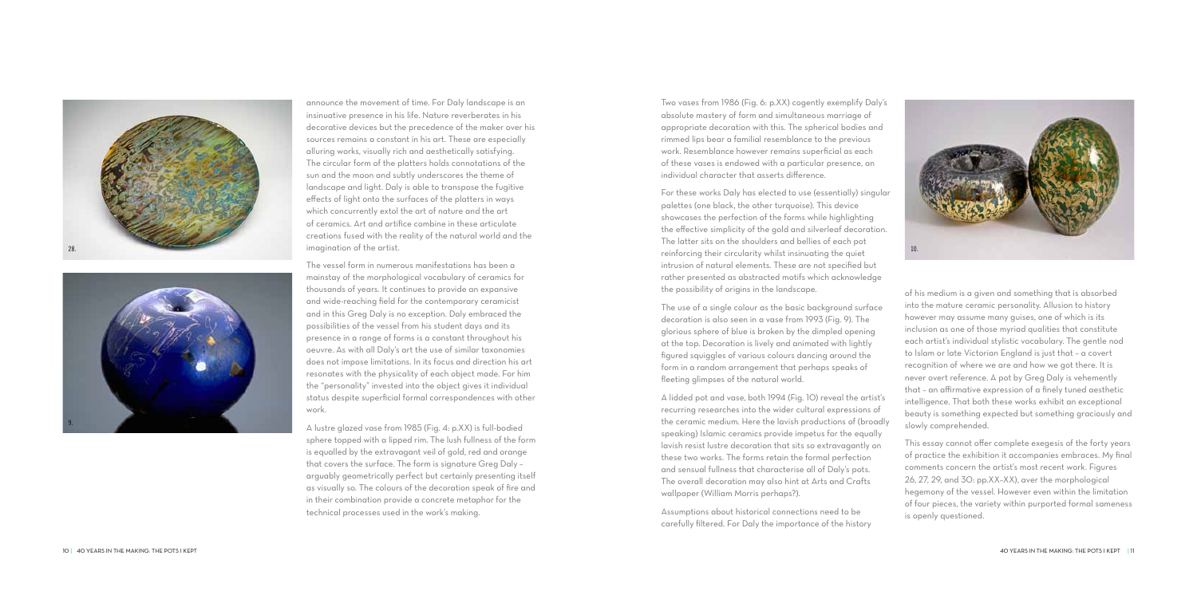28.

9.

announce the movement of time. For Daly landscape is an insinuative presence in his life. Nature reverberates in his decorative devices but the precedence of the maker over his sources remains a constant in his art. These are especially alluring works, visually rich and aesthetically satisfying. The circular form of the platters holds connotations of the sun and the moon and subtly underscores the theme of landscape and light. Daly is able to transpose the fugitive effects of light onto the surfaces of the platters in ways which concurrently extol the art of nature and the art of ceramics. Art and artifice combine in these articulate creations fused with the reality of the natural world and the imagination of the artist.

The vessel form in numerous manifestations has been a mainstay of the morphological vocabulary of ceramics for thousands of years. It continues to provide an expansive and wide-reaching field for the contemporary ceramicist and in this Greg Daly is no exception. Daly embraced the possibilities of the vessel from his student days and its presence in a range of forms is a constant throughout his oeuvre. As with all Daly's art the use of similar taxonomies does not impose limitations. In its focus and direction his art resonates with the physicality of each object made. For him the "personality" invested into the object gives it individual status despite superficial formal correspondences with other work.

A lustre glazed vase from 1985 (Fig. 4: p.XX) is full-bodied sphere topped with a lipped rim. The lush fullness of the form is equalled by the extravagant veil of gold, red and orange that covers the surface. The form is signature Greg Daly – arguably geometrically perfect but certainly presenting itself as visually so. The colours of the decoration speak of fire and in their combination provide a concrete metaphor for the technical processes used in the work's making.

Two vases from 1986 (Fig. 6: p.XX) cogently exemplify Daly's absolute mastery of form and simultaneous marriage of appropriate decoration with this. The spherical bodies and rimmed lips bear a familial resemblance to the previous work. Resemblance however remains superficial as each of these vases is endowed with a particular presence, an individual character that asserts difference.

For these works Daly has elected to use (essentially) singular palettes (one black, the other turquoise). This device showcases the perfection of the forms while highlighting the effective simplicity of the gold and silverleaf decoration. The latter sits on the shoulders and bellies of each pot reinforcing their circularity whilst insinuating the quiet intrusion of natural elements. These are not specified but rather presented as abstracted motifs which acknowledge the possibility of origins in the landscape.

The use of a single colour as the basic background surface decoration is also seen in a vase from 1993 (Fig. 9). The glorious sphere of blue is broken by the dimpled opening at the top. Decoration is lively and animated with lightly figured squiggles of various colours dancing around the form in a random arrangement that perhaps speaks of fleeting glimpses of the natural world.

A lidded pot and vase, both 1994 (Fig. 10) reveal the artist's recurring researches into the wider cultural expressions of the ceramic medium. Here the lavish productions of (broadly speaking) Islamic ceramics provide impetus for the equally lavish resist lustre decoration that sits so extravagantly on these two works. The forms retain the formal perfection and sensual fullness that characterise all of Daly's pots. The overall decoration may also hint at Arts and Crafts wallpaper (William Morris perhaps?).

Assumptions about historical connections need to be carefully filtered. For Daly the importance of the history of his medium is a given and something that is absorbed into the mature ceramic personality. Allusion to history however may assume many guises, one of which is its inclusion as one of those myriad qualities that constitute each artist's individual stylistic vocabulary. The gentle nod to Islam or late Victorian England is just that – a covert recognition of where we are and how we got there. It is never overt reference. A pot by Greg Daly is vehemently that – an affirmative expression of a finely tuned aesthetic intelligence. That both these works exhibit an exceptional beauty is something expected but something graciously and slowly comprehended.

10.

This essay cannot offer complete exegesis of the forty years of practice the exhibition it accompanies embraces. My final comments concern the artist's most recent work. Figures 26, 27, 29, and 30: pp.XX–XX), aver the morphological hegemony of the vessel. However even within the limitation of four pieces, the variety within purported formal sameness is openly questioned.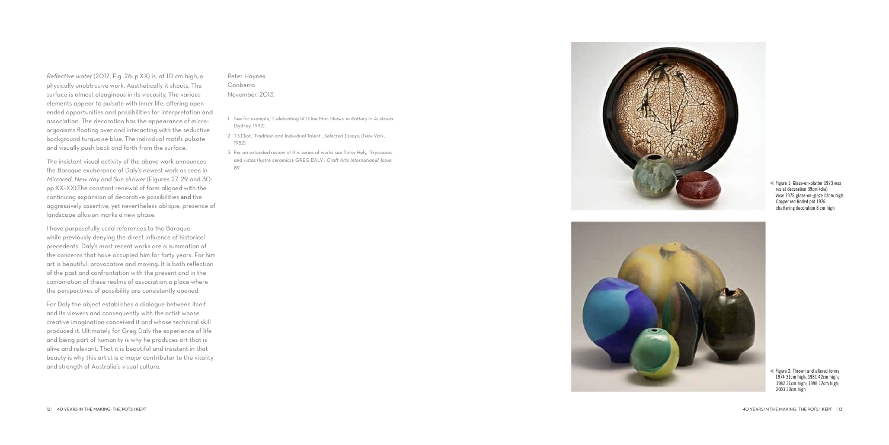*Reflective water* (2012, Fig. 26: p.XX) is, at 10 cm high, a physically unobtrusive work. Aesthetically it shouts. The surface is almost oleaginous in its viscosity. The various elements appear to pulsate with inner life, offering open-ended opportunities and possibilities for interpretation and association. The decoration has the appearance of micro-organisms floating over and interacting with the seductive background turquoise blue. The individual motifs pulsate and visually push back and forth from the surface.

The insistent visual activity of the above work announces the Baroque exuberance of Daly's newest work as seen in *Mirrored, New day and Sun shower* (Figures 27, 29 and 30: pp.XX–XX).The constant renewal of form aligned with the continuing expansion of decorative possibilities **and** the aggressively assertive, yet nevertheless oblique, presence of landscape allusion marks a new phase.

I have purposefully used references to the Baroque while previously denying the direct influence of historical precedents. Daly's most recent works are a summation of the concerns that have occupied him for forty years. For him art is beautiful, provocative and moving. It is both reflection of the past and confrontation with the present and in the combination of these realms of association a place where the perspectives of possibility are consistently opened.

For Daly the object establishes a dialogue between itself and its viewers and consequently with the artist whose creative imagination conceived it and whose technical skill produced it. Ultimately for Greg Daly the experience of life and being part of humanity is why he produces art that is alive and relevant. That it is beautiful and insistent in that beauty is why this artist is a major contributor to the vitality and strength of Australia's visual culture.

Peter Haynes
Canberra
November, 2013.

1. See for example, 'Celebrating 50 One Man Shows' in *Pottery in Australia* (Sydney, 1992).
2. T.S.Eliot, 'Tradition and Individual Talent', *Selected Essays*, (New York, 1952).
3. For an extended review of this series of works see Patsy Hely, 'Skyscapes and vistas (lustre ceramics): GREG DALY', *Craft Arts International*, Issue 89.

Figure 1: Glaze-on-platter 1973 wax resist decoration 39cm (dia)
Vase 1975 glaze-on-glaze 12cm high
Copper red lidded pot 1976 chattering decoration 8 cm high

Figure 2: Thrown and altered forms 1974 31cm high; 1981 42cm high; 1982 31cm high; 1998 17cm high; 2003 30cm high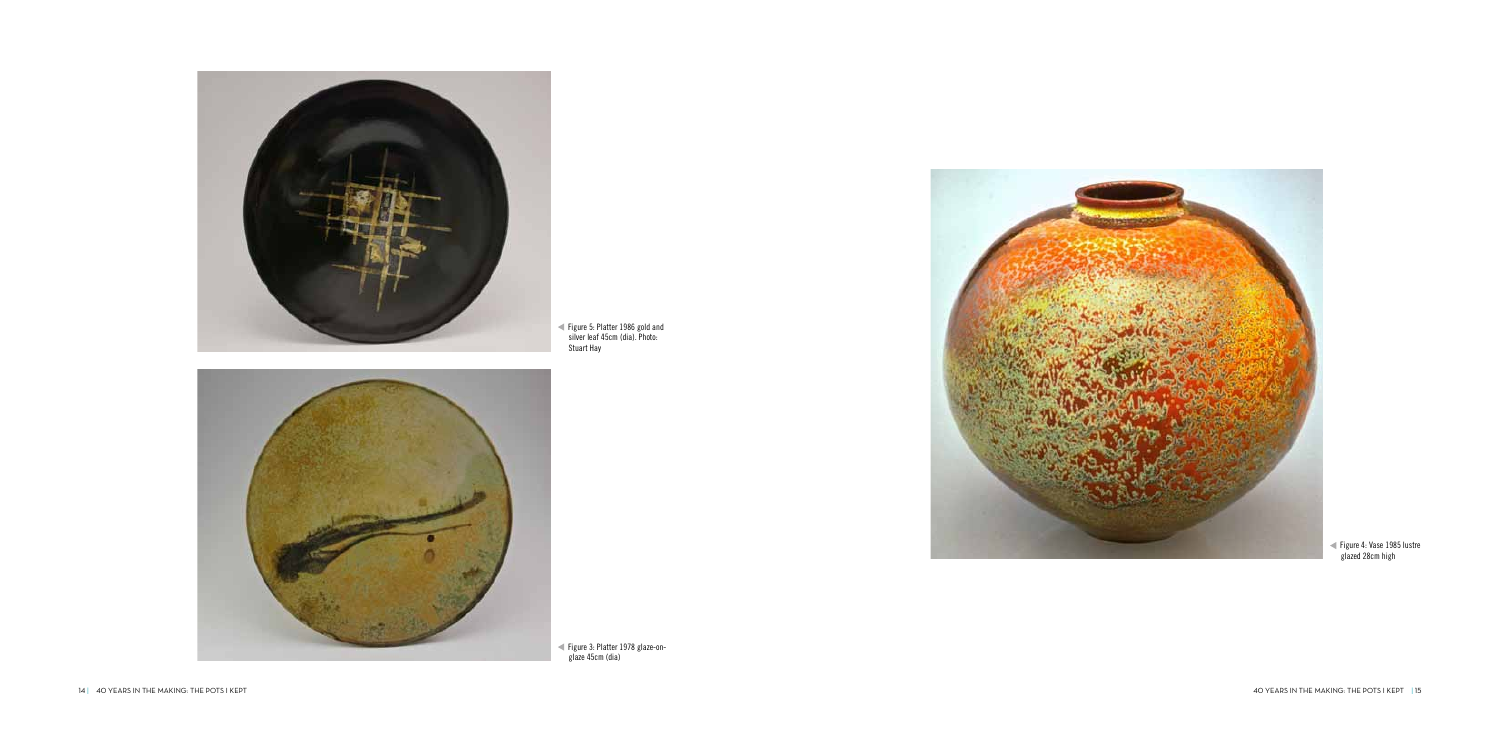Figure 5: Platter 1986 gold and silver leaf 45cm (dia). Photo: Stuart Hay

Figure 3: Platter 1978 glaze-on-glaze 45cm (dia)

Figure 4: Vase 1985 lustre glazed 28cm high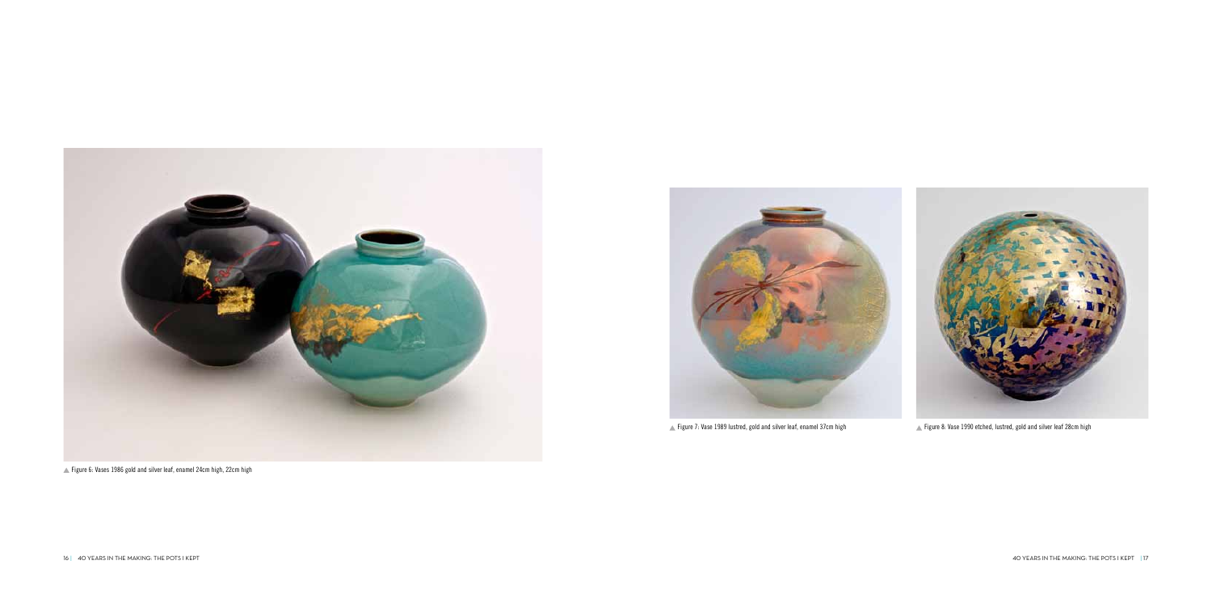▲ Figure 6: Vases 1986 gold and silver leaf, enamel 24cm high, 22cm high

▲ Figure 7: Vase 1989 lustred, gold and silver leaf, enamel 37cm high

▲ Figure 8: Vase 1990 etched, lustred, gold and silver leaf 28cm high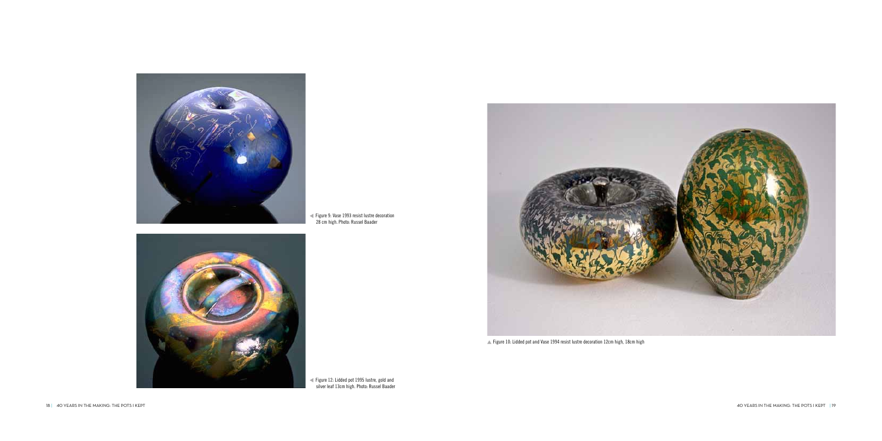Figure 9: Vase 1993 resist lustre decoration 28 cm high. Photo: Russel Baader

Figure 12: Lidded pot 1995 lustre, gold and silver leaf 13cm high. Photo: Russel Baader

Figure 10: Lidded pot and Vase 1994 resist lustre decoration 12cm high, 18cm high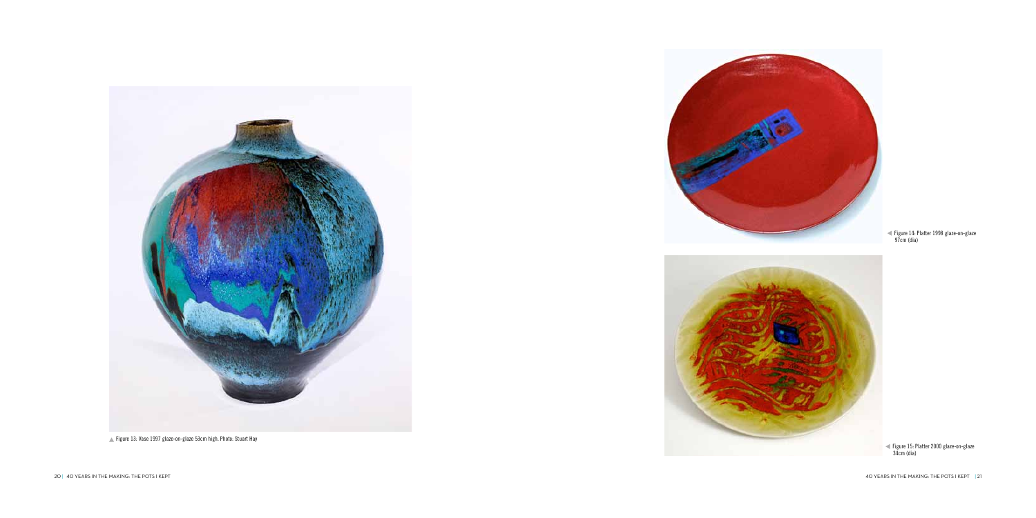Figure 13: Vase 1997 glaze-on-glaze 53cm high. Photo: Stuart Hay

Figure 14: Platter 1998 glaze-on-glaze 97cm (dia)

Figure 15: Platter 2000 glaze-on-glaze 34cm (dia)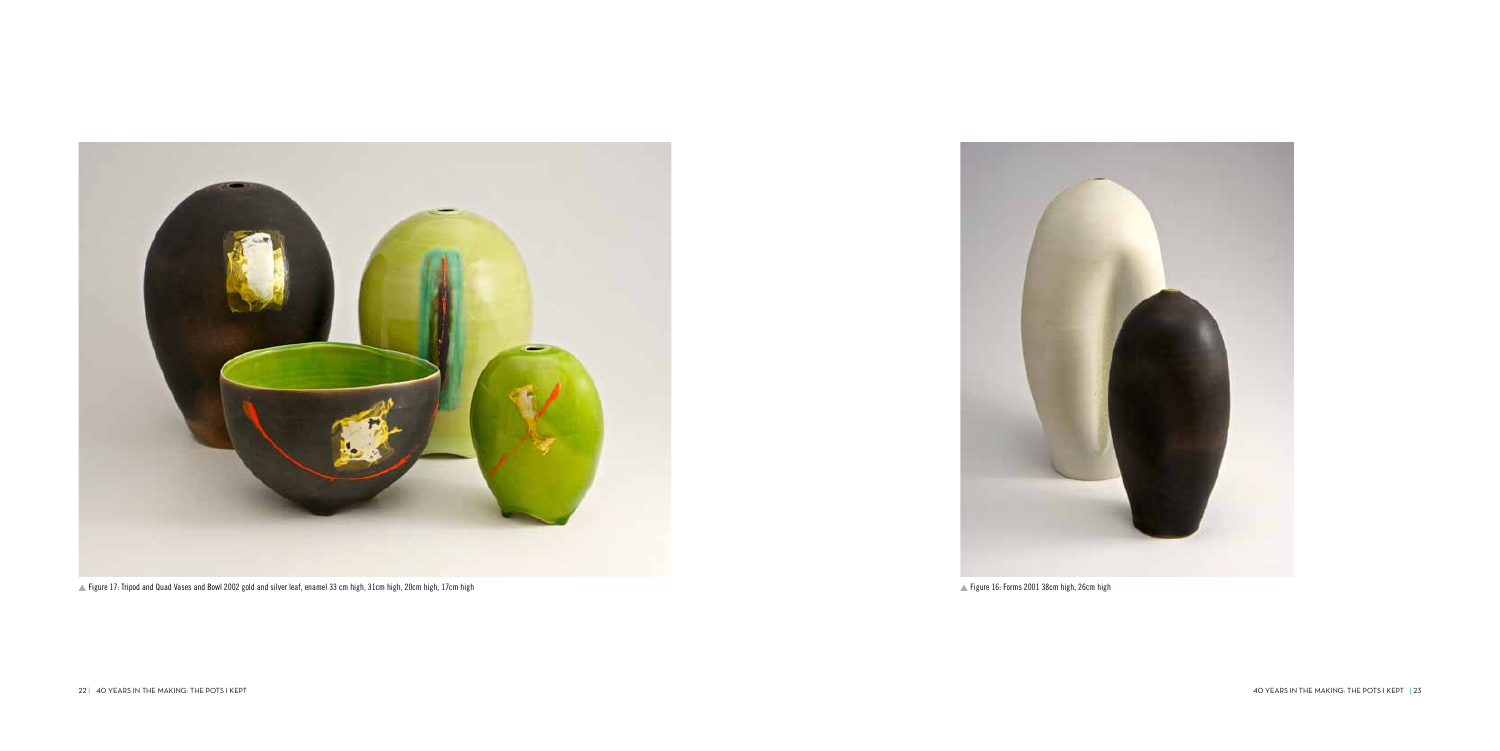▲ Figure 17: Tripod and Quad Vases and Bowl 2002 gold and silver leaf, enamel 33 cm high, 31cm high, 20cm high, 17cm high

▲ Figure 16: Forms 2001 38cm high, 26cm high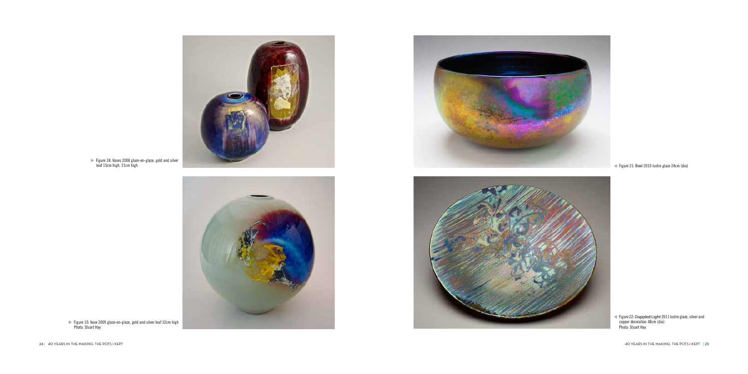Figure 18: Vases 2008 glaze-on-glaze, gold and silver leaf 15cm high, 21cm high

Figure 19: Vase 2009 glaze-on-glaze, gold and silver leaf 32cm high
Photo: Stuart Hay

Figure 21: Bowl 2010 lustre glaze 24cm (dia)

Figure 22: Dappled Light 2011 lustre glaze, silver and copper decoration 48cm (dia)
Photo: Stuart Hay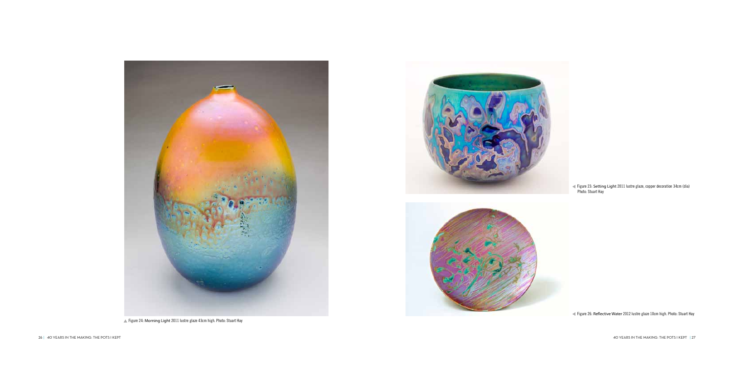Figure 24: **Morning Light** 2011 lustre glaze 43cm high. Photo: Stuart Hay

Figure 23: **Setting Light** 2011 lustre glaze, copper decoration 34cm (dia) Photo: Stuart Hay

Figure 26: **Reflective Water** 2012 lustre glaze 10cm high. Photo: Stuart Hay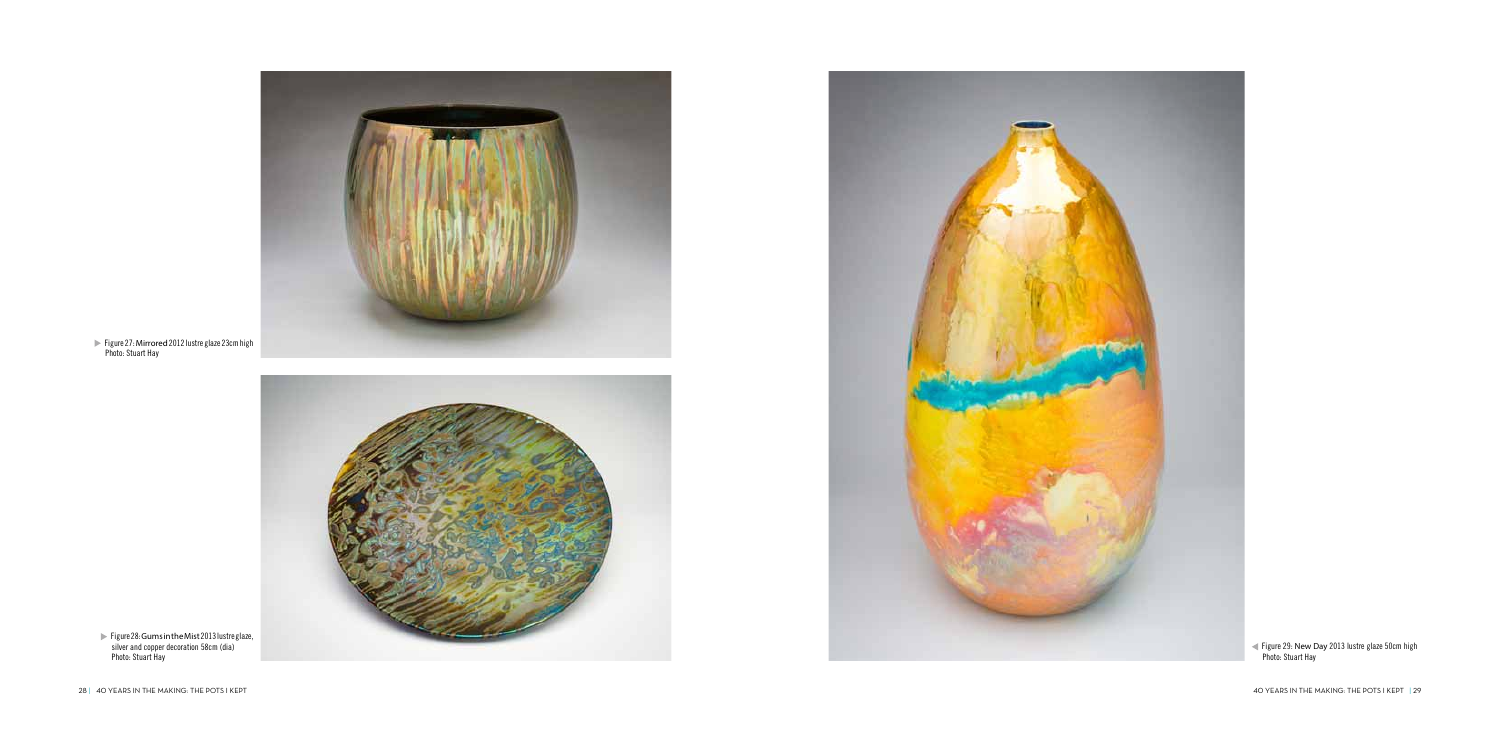Figure 27: **Mirrored** 2012 lustre glaze 23cm high
Photo: Stuart Hay

Figure 28: **Gums in the Mist** 2013 lustre glaze, silver and copper decoration 58cm (dia)
Photo: Stuart Hay

Figure 29: **New Day** 2013 lustre glaze 50cm high
Photo: Stuart Hay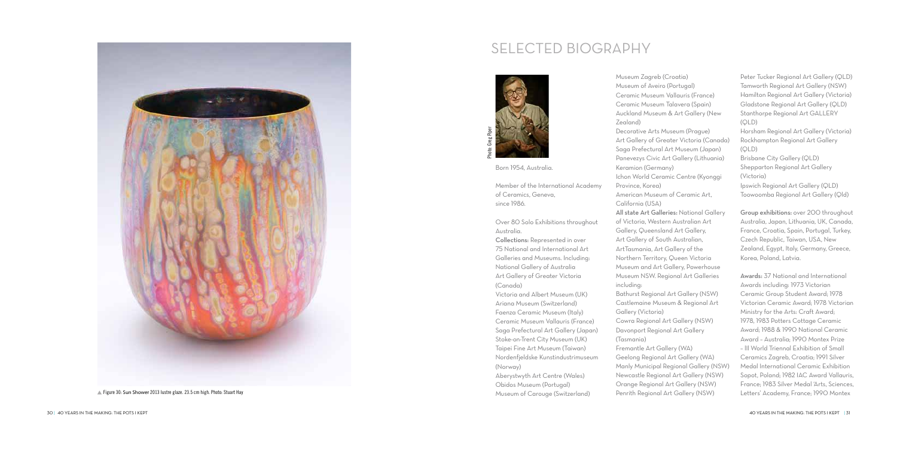Figure 30: Sun Shower 2013 lustre glaze. 23.5 cm high. Photo: Stuart Hay

# SELECTED BIOGRAPHY

Photo: Greg Piper

Born 1954, Australia.

Member of the International Academy of Ceramics, Geneva, since 1986.

Over 80 Solo Exhibitions throughout Australia.

**Collections:** Represented in over 75 National and International Art Galleries and Museums. Including:
National Gallery of Australia
Art Gallery of Greater Victoria (Canada)
Victoria and Albert Museum (UK)
Ariana Museum (Switzerland)
Faenza Ceramic Museum (Italy)
Ceramic Museum Vallauris (France)
Saga Prefectural Art Gallery (Japan)
Stoke-on-Trent City Museum (UK)
Taipei Fine Art Museum (Taiwan)
Nordenfjeldske Kunstindustrimuseum (Norway)
Aberystwyth Art Centre (Wales)
Obidos Museum (Portugal)
Museum of Carouge (Switzerland)
Museum Zagreb (Croatia)
Museum of Aveiro (Portugal)
Ceramic Museum Vallauris (France)
Ceramic Museum Talavera (Spain)
Auckland Museum & Art Gallery (New Zealand)
Decorative Arts Museum (Prague)
Art Gallery of Greater Victoria (Canada)
Saga Prefectural Art Museum (Japan)
Panevezys Civic Art Gallery (Lithuania)
Keramion (Germany)
Ichon World Ceramic Centre (Kyonggi Province, Korea)
American Museum of Ceramic Art, California (USA)

**All state Art Galleries:** National Gallery of Victoria, Western Australian Art Gallery, Queensland Art Gallery, Art Gallery of South Australian, ArtTasmania, Art Gallery of the Northern Territory, Queen Victoria Museum and Art Gallery, Powerhouse Museum NSW. Regional Art Galleries including:
Bathurst Regional Art Gallery (NSW)
Castlemaine Museum & Regional Art Gallery (Victoria)
Cowra Regional Art Gallery (NSW)
Davonport Regional Art Gallery (Tasmania)
Fremantle Art Gallery (WA)
Geelong Regional Art Gallery (WA)
Manly Municipal Regional Gallery (NSW)
Newcastle Regional Art Gallery (NSW)
Orange Regional Art Gallery (NSW)
Penrith Regional Art Gallery (NSW)
Peter Tucker Regional Art Gallery (QLD)
Tamworth Regional Art Gallery (NSW)
Hamilton Regional Art Gallery (Victoria)
Gladstone Regional Art Gallery (QLD)
Stanthorpe Regional Art GALLERY (QLD)
Horsham Regional Art Gallery (Victoria)
Rockhampton Regional Art Gallery (QLD)
Brisbane City Gallery (QLD)
Shepparton Regional Art Gallery (Victoria)
Ipswich Regional Art Gallery (QLD)
Toowoomba Regional Art Gallery (Qld)

**Group exhibitions:** over 200 throughout Australia, Japan, Lithuania, UK, Canada, France, Croatia, Spain, Portugal, Turkey, Czech Republic, Taiwan, USA, New Zealand, Egypt, Italy, Germany, Greece, Korea, Poland, Latvia.

**Awards:** 37 National and International Awards including: 1973 Victorian Ceramic Group Student Award; 1978 Victorian Ceramic Award; 1978 Victorian Ministry for the Arts: Craft Award; 1978, 1983 Potters Cottage Ceramic Award; 1988 & 1990 National Ceramic Award – Australia; 1990 Montex Prize – III World Triennal Exhibition of Small Ceramics Zagreb, Croatia; 1991 Silver Medal International Ceramic Exhibition Sopot, Poland; 1982 IAC Award Vallauris, France; 1983 Silver Medal 'Arts, Sciences, Letters' Academy, France; 1990 Montex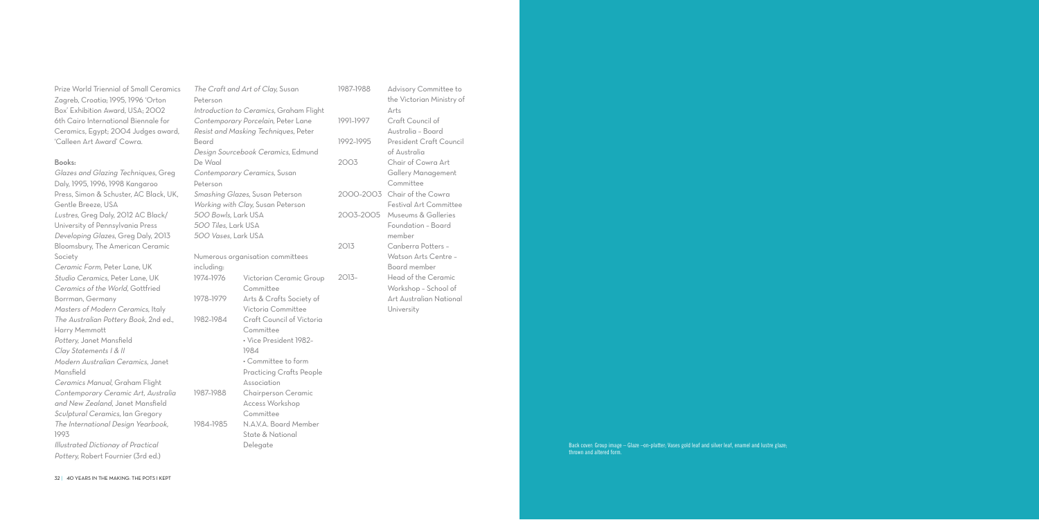Prize World Triennial of Small Ceramics Zagreb, Croatia; 1995, 1996 'Orton Box' Exhibition Award, USA; 2002 6th Cairo International Biennale for Ceramics, Egypt; 2004 Judges award, 'Calleen Art Award' Cowra.

**Books:**

*Glazes and Glazing Techniques*, Greg Daly, 1995, 1996, 1998 Kangaroo Press, Simon & Schuster, AC Black, UK, Gentle Breeze, USA
*Lustres*, Greg Daly, 2012 AC Black/ University of Pennsylvania Press
*Developing Glazes*, Greg Daly, 2013 Bloomsbury, The American Ceramic Society
*Ceramic Form*, Peter Lane, UK
*Studio Ceramics*, Peter Lane, UK
*Ceramics of the World*, Gottfried Borrman, Germany
*Masters of Modern Ceramics*, Italy
*The Australian Pottery Book*, 2nd ed., Harry Memmott
*Pottery*, Janet Mansfield
*Clay Statements I & II*
*Modern Australian Ceramics*, Janet Mansfield
*Ceramics Manual*, Graham Flight
*Contemporary Ceramic Art, Australia and New Zealand*, Janet Mansfield
*Sculptural Ceramics*, Ian Gregory
*The International Design Yearbook*, 1993
*Illustrated Dictionay of Practical Pottery*, Robert Fournier (3rd ed.)
*The Craft and Art of Clay*, Susan Peterson
*Introduction to Ceramics*, Graham Flight
*Contemporary Porcelain*, Peter Lane
*Resist and Masking Techniques*, Peter Beard
*Design Sourcebook Ceramics*, Edmund De Waal
*Contemporary Ceramics*, Susan Peterson
*Smashing Glazes*, Susan Peterson
*Working with Clay*, Susan Peterson
*500 Bowls*, Lark USA
*500 Tiles*, Lark USA
*500 Vases*, Lark USA

Numerous organisation committees including:

| | |
|---|---|
| 1974–1976 | Victorian Ceramic Group Committee |
| 1978–1979 | Arts & Crafts Society of Victoria Committee |
| 1982–1984 | Craft Council of Victoria Committee<br>• Vice President 1982–1984<br>• Committee to form Practicing Crafts People Association |
| 1987–1988 | Chairperson Ceramic Access Workshop Committee |
| 1984–1985 | N.A.V.A. Board Member State & National Delegate |
| 1987–1988 | Advisory Committee to the Victorian Ministry of Arts |
| 1991–1997 | Craft Council of Australia – Board |
| 1992–1995 | President Craft Council of Australia |
| 2003 | Chair of Cowra Art Gallery Management Committee |
| 2000–2003 | Chair of the Cowra Festival Art Committee |
| 2003–2005 | Museums & Galleries Foundation – Board member |
| 2013 | Canberra Potters – Watson Arts Centre – Board member |
| 2013– | Head of the Ceramic Workshop – School of Art Australian National University |

Back cover: Group image – Glaze –on-platter; Vases gold leaf and silver leaf, enamel and lustre glaze; thrown and altered form.